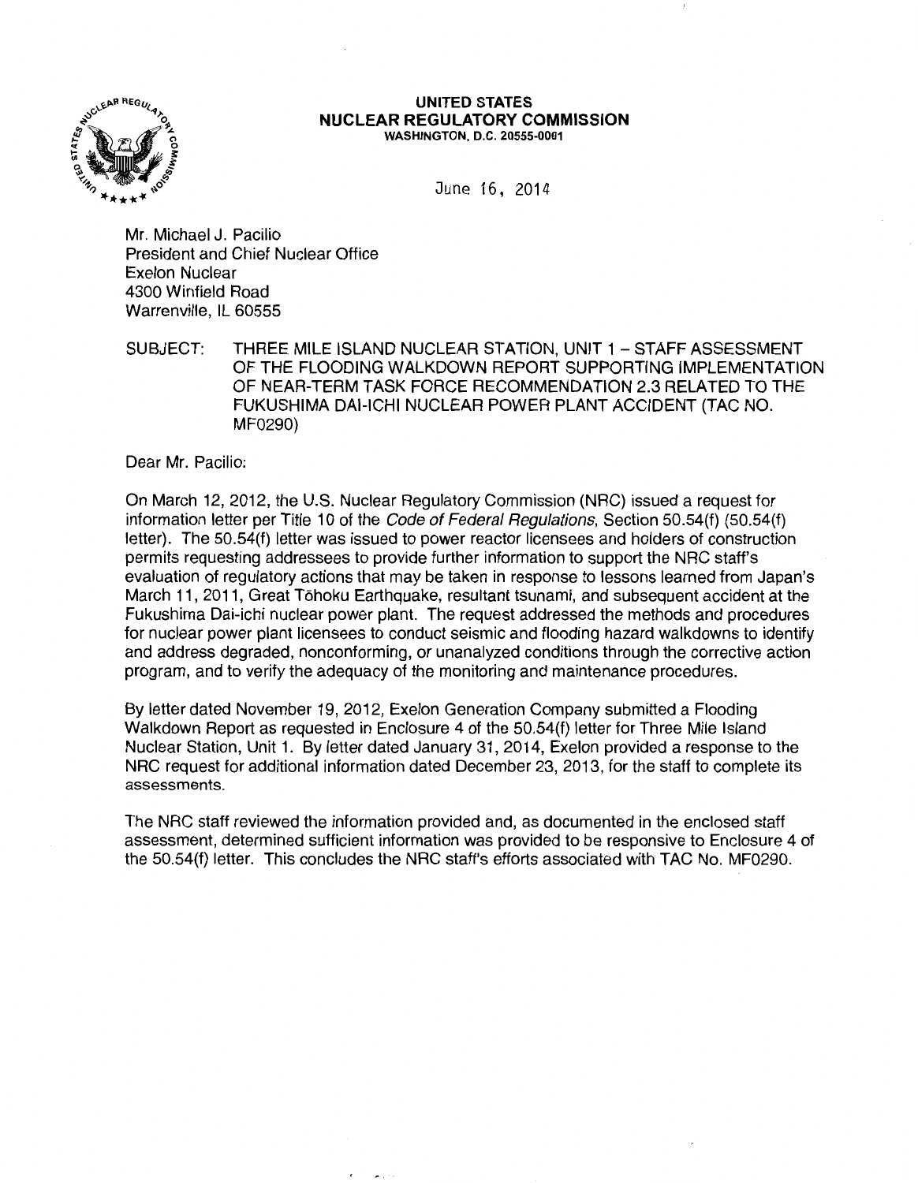**UNITED STATES**
**NUCLEAR REGULATORY COMMISSION**
WASHINGTON, D.C. 20555-0001

June 16, 2014

Mr. Michael J. Pacilio
President and Chief Nuclear Office
Exelon Nuclear
4300 Winfield Road
Warrenville, IL 60555

SUBJECT: THREE MILE ISLAND NUCLEAR STATION, UNIT 1 – STAFF ASSESSMENT OF THE FLOODING WALKDOWN REPORT SUPPORTING IMPLEMENTATION OF NEAR-TERM TASK FORCE RECOMMENDATION 2.3 RELATED TO THE FUKUSHIMA DAI-ICHI NUCLEAR POWER PLANT ACCIDENT (TAC NO. MF0290)

Dear Mr. Pacilio:

On March 12, 2012, the U.S. Nuclear Regulatory Commission (NRC) issued a request for information letter per Title 10 of the *Code of Federal Regulations*, Section 50.54(f) (50.54(f) letter). The 50.54(f) letter was issued to power reactor licensees and holders of construction permits requesting addressees to provide further information to support the NRC staff's evaluation of regulatory actions that may be taken in response to lessons learned from Japan's March 11, 2011, Great Tōhoku Earthquake, resultant tsunami, and subsequent accident at the Fukushima Dai-ichi nuclear power plant. The request addressed the methods and procedures for nuclear power plant licensees to conduct seismic and flooding hazard walkdowns to identify and address degraded, nonconforming, or unanalyzed conditions through the corrective action program, and to verify the adequacy of the monitoring and maintenance procedures.

By letter dated November 19, 2012, Exelon Generation Company submitted a Flooding Walkdown Report as requested in Enclosure 4 of the 50.54(f) letter for Three Mile Island Nuclear Station, Unit 1. By letter dated January 31, 2014, Exelon provided a response to the NRC request for additional information dated December 23, 2013, for the staff to complete its assessments.

The NRC staff reviewed the information provided and, as documented in the enclosed staff assessment, determined sufficient information was provided to be responsive to Enclosure 4 of the 50.54(f) letter. This concludes the NRC staff's efforts associated with TAC No. MF0290.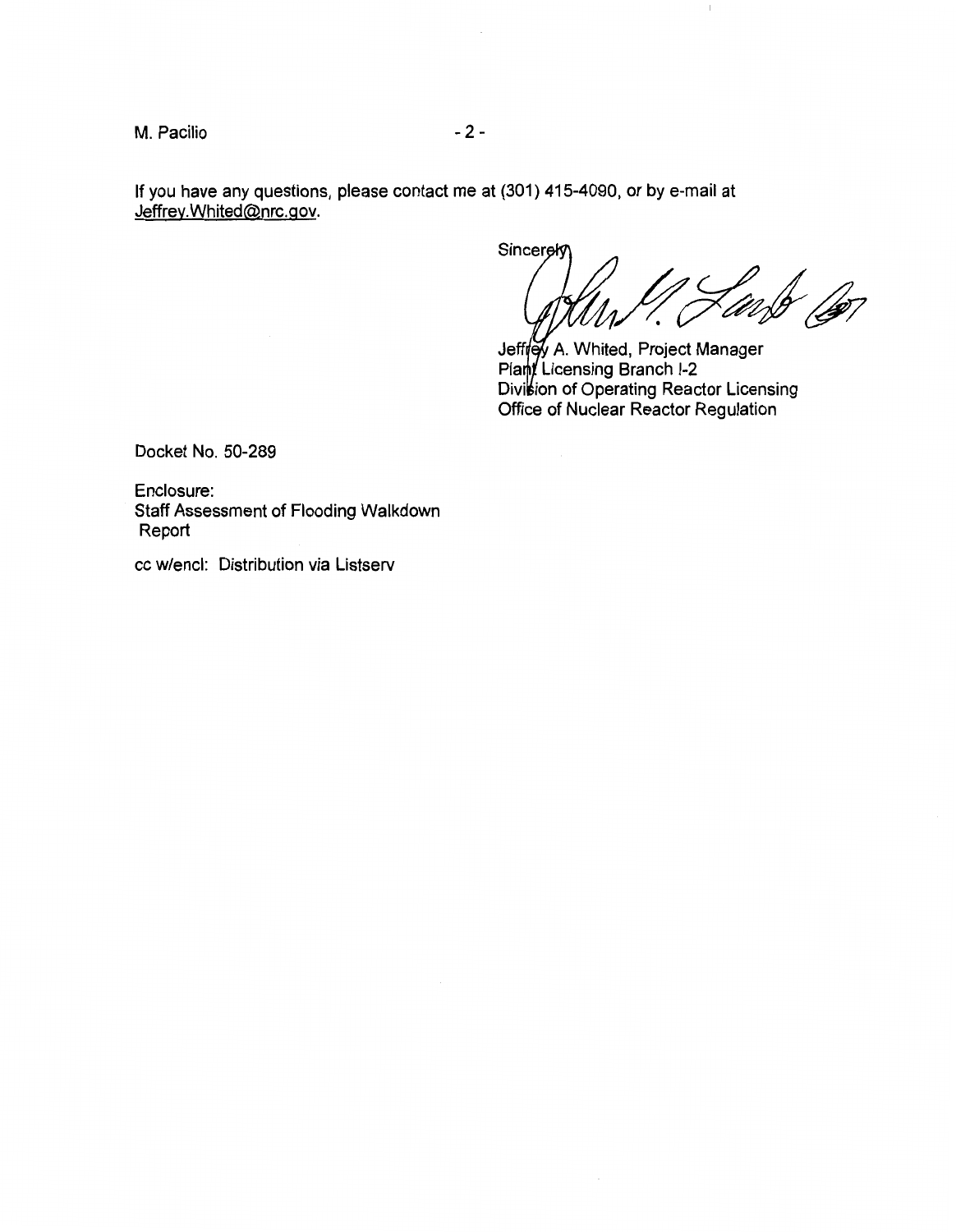If you have any questions, please contact me at (301) 415-4090, or by e-mail at Jeffrey.Whited@nrc.gov.

Sincerely,

Jeffrey A. Whited, Project Manager
Plant Licensing Branch I-2
Division of Operating Reactor Licensing
Office of Nuclear Reactor Regulation

Docket No. 50-289

Enclosure:
Staff Assessment of Flooding Walkdown Report

cc w/encl: Distribution via Listserv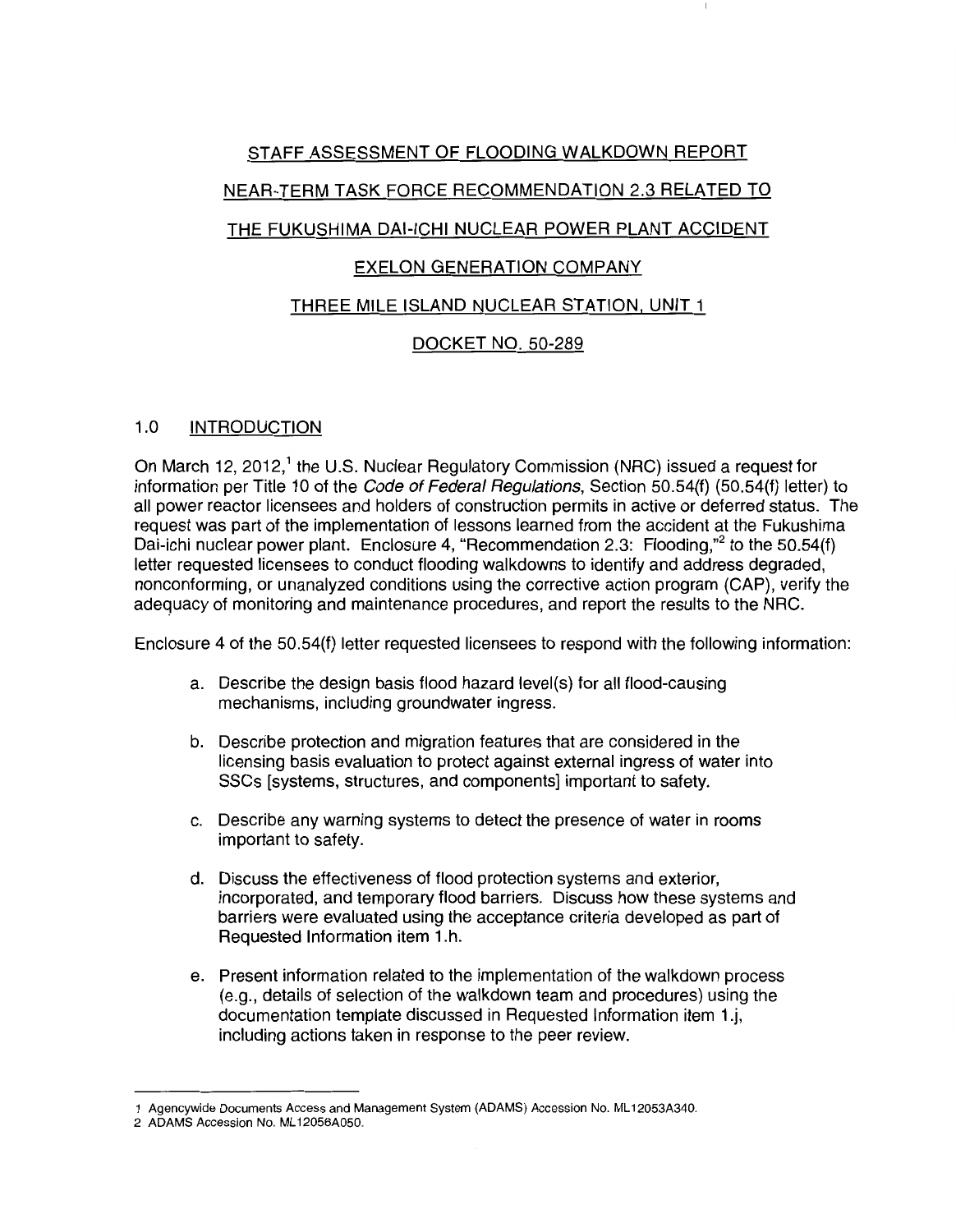# STAFF ASSESSMENT OF FLOODING WALKDOWN REPORT

# NEAR-TERM TASK FORCE RECOMMENDATION 2.3 RELATED TO

# THE FUKUSHIMA DAI-ICHI NUCLEAR POWER PLANT ACCIDENT

# EXELON GENERATION COMPANY

# THREE MILE ISLAND NUCLEAR STATION, UNIT 1

# DOCKET NO. 50-289

## 1.0 INTRODUCTION

On March 12, 2012,[1] the U.S. Nuclear Regulatory Commission (NRC) issued a request for information per Title 10 of the *Code of Federal Regulations*, Section 50.54(f) (50.54(f) letter) to all power reactor licensees and holders of construction permits in active or deferred status. The request was part of the implementation of lessons learned from the accident at the Fukushima Dai-ichi nuclear power plant. Enclosure 4, "Recommendation 2.3: Flooding,"[2] to the 50.54(f) letter requested licensees to conduct flooding walkdowns to identify and address degraded, nonconforming, or unanalyzed conditions using the corrective action program (CAP), verify the adequacy of monitoring and maintenance procedures, and report the results to the NRC.

Enclosure 4 of the 50.54(f) letter requested licensees to respond with the following information:

a. Describe the design basis flood hazard level(s) for all flood-causing mechanisms, including groundwater ingress.

b. Describe protection and migration features that are considered in the licensing basis evaluation to protect against external ingress of water into SSCs [systems, structures, and components] important to safety.

c. Describe any warning systems to detect the presence of water in rooms important to safety.

d. Discuss the effectiveness of flood protection systems and exterior, incorporated, and temporary flood barriers. Discuss how these systems and barriers were evaluated using the acceptance criteria developed as part of Requested Information item 1.h.

e. Present information related to the implementation of the walkdown process (e.g., details of selection of the walkdown team and procedures) using the documentation template discussed in Requested Information item 1.j, including actions taken in response to the peer review.

---

1 Agencywide Documents Access and Management System (ADAMS) Accession No. ML12053A340.

2 ADAMS Accession No. ML12056A050.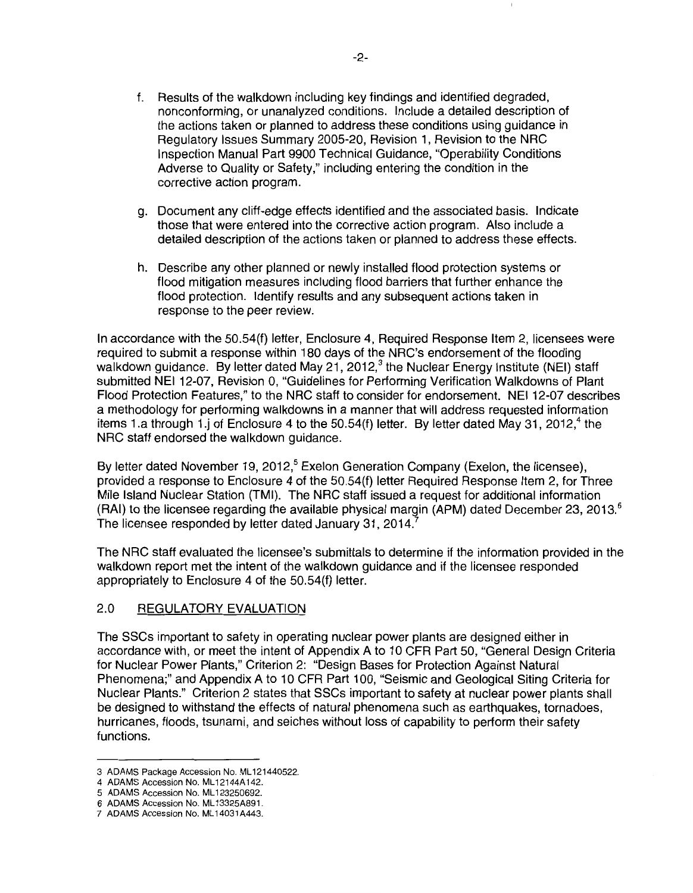f. Results of the walkdown including key findings and identified degraded, nonconforming, or unanalyzed conditions. Include a detailed description of the actions taken or planned to address these conditions using guidance in Regulatory Issues Summary 2005-20, Revision 1, Revision to the NRC Inspection Manual Part 9900 Technical Guidance, "Operability Conditions Adverse to Quality or Safety," including entering the condition in the corrective action program.

g. Document any cliff-edge effects identified and the associated basis. Indicate those that were entered into the corrective action program. Also include a detailed description of the actions taken or planned to address these effects.

h. Describe any other planned or newly installed flood protection systems or flood mitigation measures including flood barriers that further enhance the flood protection. Identify results and any subsequent actions taken in response to the peer review.

In accordance with the 50.54(f) letter, Enclosure 4, Required Response Item 2, licensees were required to submit a response within 180 days of the NRC's endorsement of the flooding walkdown guidance. By letter dated May 21, 2012,[3] the Nuclear Energy Institute (NEI) staff submitted NEI 12-07, Revision 0, "Guidelines for Performing Verification Walkdowns of Plant Flood Protection Features," to the NRC staff to consider for endorsement. NEI 12-07 describes a methodology for performing walkdowns in a manner that will address requested information items 1.a through 1.j of Enclosure 4 to the 50.54(f) letter. By letter dated May 31, 2012,[4] the NRC staff endorsed the walkdown guidance.

By letter dated November 19, 2012,[5] Exelon Generation Company (Exelon, the licensee), provided a response to Enclosure 4 of the 50.54(f) letter Required Response Item 2, for Three Mile Island Nuclear Station (TMI). The NRC staff issued a request for additional information (RAI) to the licensee regarding the available physical margin (APM) dated December 23, 2013.[6] The licensee responded by letter dated January 31, 2014.[7]

The NRC staff evaluated the licensee's submittals to determine if the information provided in the walkdown report met the intent of the walkdown guidance and if the licensee responded appropriately to Enclosure 4 of the 50.54(f) letter.

## 2.0 REGULATORY EVALUATION

The SSCs important to safety in operating nuclear power plants are designed either in accordance with, or meet the intent of Appendix A to 10 CFR Part 50, "General Design Criteria for Nuclear Power Plants," Criterion 2: "Design Bases for Protection Against Natural Phenomena;" and Appendix A to 10 CFR Part 100, "Seismic and Geological Siting Criteria for Nuclear Plants." Criterion 2 states that SSCs important to safety at nuclear power plants shall be designed to withstand the effects of natural phenomena such as earthquakes, tornadoes, hurricanes, floods, tsunami, and seiches without loss of capability to perform their safety functions.

---

3 ADAMS Package Accession No. ML121440522.

4 ADAMS Accession No. ML12144A142.

5 ADAMS Accession No. ML123250692.

6 ADAMS Accession No. ML13325A891.

7 ADAMS Accession No. ML14031A443.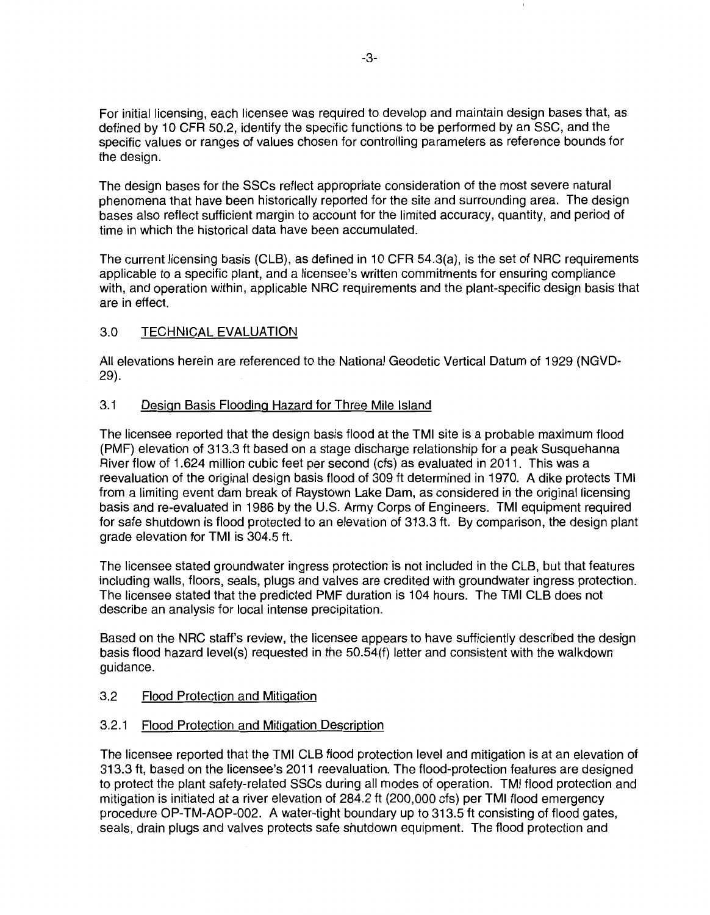For initial licensing, each licensee was required to develop and maintain design bases that, as defined by 10 CFR 50.2, identify the specific functions to be performed by an SSC, and the specific values or ranges of values chosen for controlling parameters as reference bounds for the design.

The design bases for the SSCs reflect appropriate consideration of the most severe natural phenomena that have been historically reported for the site and surrounding area. The design bases also reflect sufficient margin to account for the limited accuracy, quantity, and period of time in which the historical data have been accumulated.

The current licensing basis (CLB), as defined in 10 CFR 54.3(a), is the set of NRC requirements applicable to a specific plant, and a licensee's written commitments for ensuring compliance with, and operation within, applicable NRC requirements and the plant-specific design basis that are in effect.

## 3.0 TECHNICAL EVALUATION

All elevations herein are referenced to the National Geodetic Vertical Datum of 1929 (NGVD-29).

### 3.1 Design Basis Flooding Hazard for Three Mile Island

The licensee reported that the design basis flood at the TMI site is a probable maximum flood (PMF) elevation of 313.3 ft based on a stage discharge relationship for a peak Susquehanna River flow of 1.624 million cubic feet per second (cfs) as evaluated in 2011. This was a reevaluation of the original design basis flood of 309 ft determined in 1970. A dike protects TMI from a limiting event dam break of Raystown Lake Dam, as considered in the original licensing basis and re-evaluated in 1986 by the U.S. Army Corps of Engineers. TMI equipment required for safe shutdown is flood protected to an elevation of 313.3 ft. By comparison, the design plant grade elevation for TMI is 304.5 ft.

The licensee stated groundwater ingress protection is not included in the CLB, but that features including walls, floors, seals, plugs and valves are credited with groundwater ingress protection. The licensee stated that the predicted PMF duration is 104 hours. The TMI CLB does not describe an analysis for local intense precipitation.

Based on the NRC staff's review, the licensee appears to have sufficiently described the design basis flood hazard level(s) requested in the 50.54(f) letter and consistent with the walkdown guidance.

### 3.2 Flood Protection and Mitigation

#### 3.2.1 Flood Protection and Mitigation Description

The licensee reported that the TMI CLB flood protection level and mitigation is at an elevation of 313.3 ft, based on the licensee's 2011 reevaluation. The flood-protection features are designed to protect the plant safety-related SSCs during all modes of operation. TMI flood protection and mitigation is initiated at a river elevation of 284.2 ft (200,000 cfs) per TMI flood emergency procedure OP-TM-AOP-002. A water-tight boundary up to 313.5 ft consisting of flood gates, seals, drain plugs and valves protects safe shutdown equipment. The flood protection and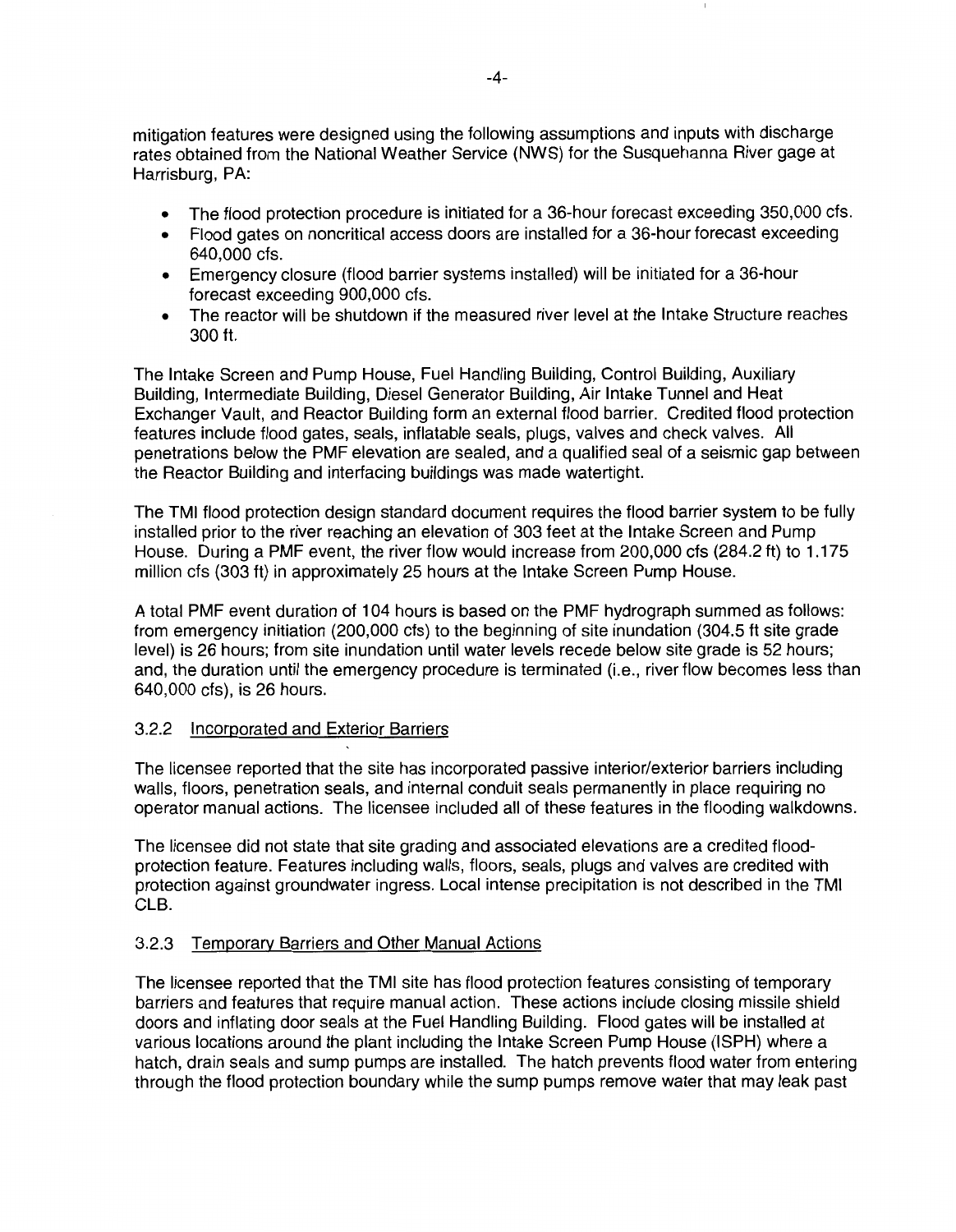mitigation features were designed using the following assumptions and inputs with discharge rates obtained from the National Weather Service (NWS) for the Susquehanna River gage at Harrisburg, PA:

- The flood protection procedure is initiated for a 36-hour forecast exceeding 350,000 cfs.
- Flood gates on noncritical access doors are installed for a 36-hour forecast exceeding 640,000 cfs.
- Emergency closure (flood barrier systems installed) will be initiated for a 36-hour forecast exceeding 900,000 cfs.
- The reactor will be shutdown if the measured river level at the Intake Structure reaches 300 ft.

The Intake Screen and Pump House, Fuel Handling Building, Control Building, Auxiliary Building, Intermediate Building, Diesel Generator Building, Air Intake Tunnel and Heat Exchanger Vault, and Reactor Building form an external flood barrier. Credited flood protection features include flood gates, seals, inflatable seals, plugs, valves and check valves. All penetrations below the PMF elevation are sealed, and a qualified seal of a seismic gap between the Reactor Building and interfacing buildings was made watertight.

The TMI flood protection design standard document requires the flood barrier system to be fully installed prior to the river reaching an elevation of 303 feet at the Intake Screen and Pump House. During a PMF event, the river flow would increase from 200,000 cfs (284.2 ft) to 1.175 million cfs (303 ft) in approximately 25 hours at the Intake Screen Pump House.

A total PMF event duration of 104 hours is based on the PMF hydrograph summed as follows: from emergency initiation (200,000 cfs) to the beginning of site inundation (304.5 ft site grade level) is 26 hours; from site inundation until water levels recede below site grade is 52 hours; and, the duration until the emergency procedure is terminated (i.e., river flow becomes less than 640,000 cfs), is 26 hours.

### 3.2.2 Incorporated and Exterior Barriers

The licensee reported that the site has incorporated passive interior/exterior barriers including walls, floors, penetration seals, and internal conduit seals permanently in place requiring no operator manual actions. The licensee included all of these features in the flooding walkdowns.

The licensee did not state that site grading and associated elevations are a credited flood-protection feature. Features including walls, floors, seals, plugs and valves are credited with protection against groundwater ingress. Local intense precipitation is not described in the TMI CLB.

### 3.2.3 Temporary Barriers and Other Manual Actions

The licensee reported that the TMI site has flood protection features consisting of temporary barriers and features that require manual action. These actions include closing missile shield doors and inflating door seals at the Fuel Handling Building. Flood gates will be installed at various locations around the plant including the Intake Screen Pump House (ISPH) where a hatch, drain seals and sump pumps are installed. The hatch prevents flood water from entering through the flood protection boundary while the sump pumps remove water that may leak past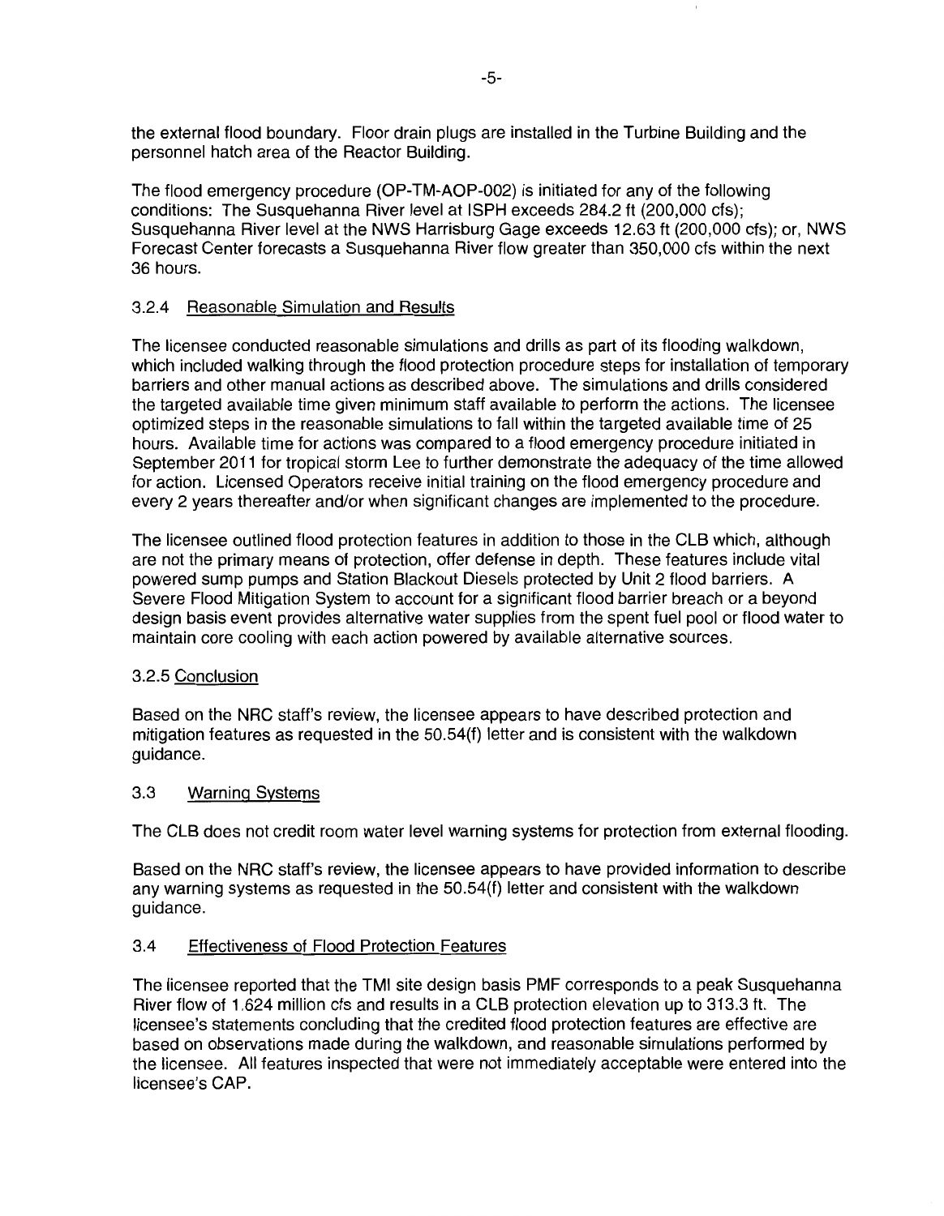the external flood boundary. Floor drain plugs are installed in the Turbine Building and the personnel hatch area of the Reactor Building.

The flood emergency procedure (OP-TM-AOP-002) is initiated for any of the following conditions: The Susquehanna River level at ISPH exceeds 284.2 ft (200,000 cfs); Susquehanna River level at the NWS Harrisburg Gage exceeds 12.63 ft (200,000 cfs); or, NWS Forecast Center forecasts a Susquehanna River flow greater than 350,000 cfs within the next 36 hours.

### 3.2.4 Reasonable Simulation and Results

The licensee conducted reasonable simulations and drills as part of its flooding walkdown, which included walking through the flood protection procedure steps for installation of temporary barriers and other manual actions as described above. The simulations and drills considered the targeted available time given minimum staff available to perform the actions. The licensee optimized steps in the reasonable simulations to fall within the targeted available time of 25 hours. Available time for actions was compared to a flood emergency procedure initiated in September 2011 for tropical storm Lee to further demonstrate the adequacy of the time allowed for action. Licensed Operators receive initial training on the flood emergency procedure and every 2 years thereafter and/or when significant changes are implemented to the procedure.

The licensee outlined flood protection features in addition to those in the CLB which, although are not the primary means of protection, offer defense in depth. These features include vital powered sump pumps and Station Blackout Diesels protected by Unit 2 flood barriers. A Severe Flood Mitigation System to account for a significant flood barrier breach or a beyond design basis event provides alternative water supplies from the spent fuel pool or flood water to maintain core cooling with each action powered by available alternative sources.

### 3.2.5 Conclusion

Based on the NRC staff's review, the licensee appears to have described protection and mitigation features as requested in the 50.54(f) letter and is consistent with the walkdown guidance.

## 3.3 Warning Systems

The CLB does not credit room water level warning systems for protection from external flooding.

Based on the NRC staff's review, the licensee appears to have provided information to describe any warning systems as requested in the 50.54(f) letter and consistent with the walkdown guidance.

## 3.4 Effectiveness of Flood Protection Features

The licensee reported that the TMI site design basis PMF corresponds to a peak Susquehanna River flow of 1.624 million cfs and results in a CLB protection elevation up to 313.3 ft. The licensee's statements concluding that the credited flood protection features are effective are based on observations made during the walkdown, and reasonable simulations performed by the licensee. All features inspected that were not immediately acceptable were entered into the licensee's CAP.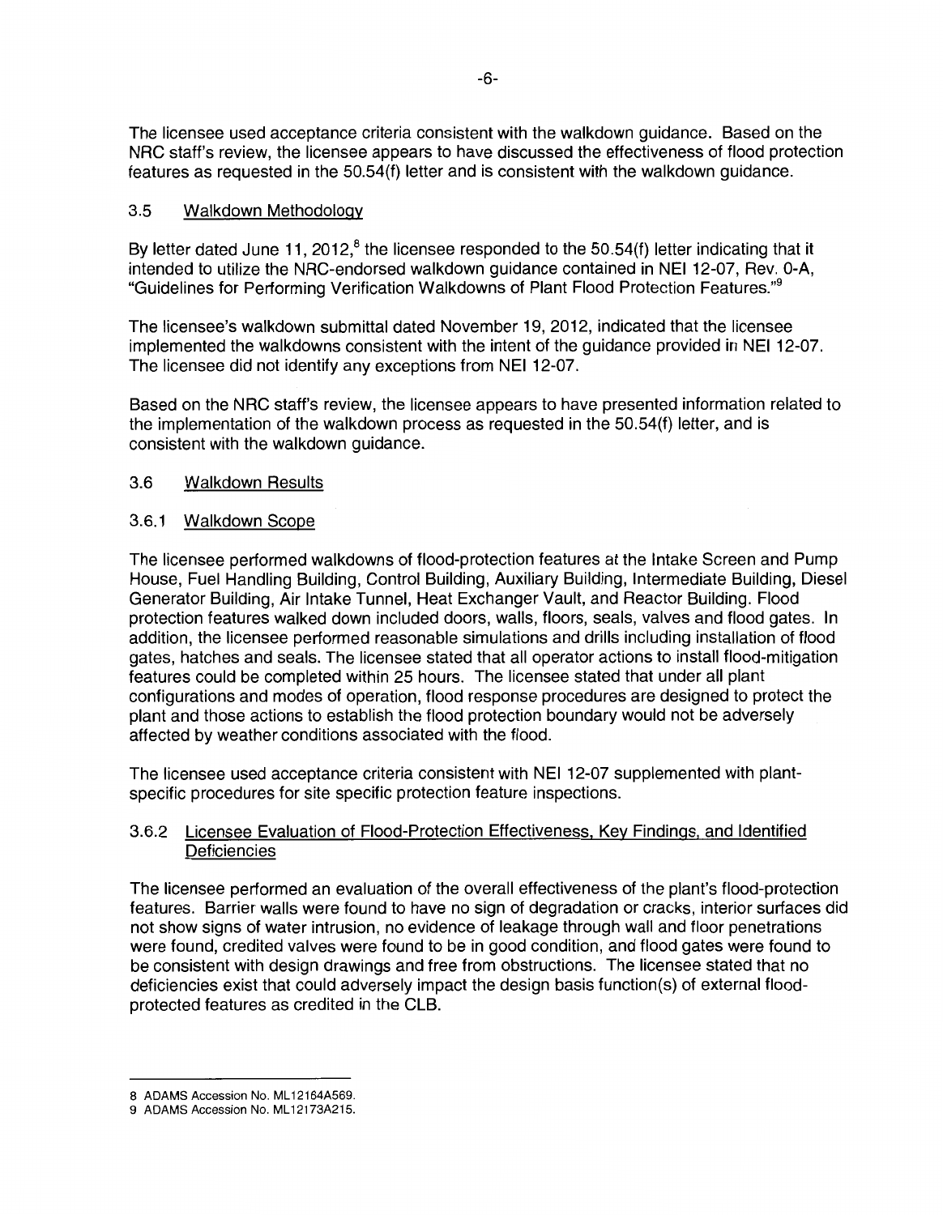The licensee used acceptance criteria consistent with the walkdown guidance. Based on the NRC staff's review, the licensee appears to have discussed the effectiveness of flood protection features as requested in the 50.54(f) letter and is consistent with the walkdown guidance.

### 3.5 Walkdown Methodology

By letter dated June 11, 2012,[8] the licensee responded to the 50.54(f) letter indicating that it intended to utilize the NRC-endorsed walkdown guidance contained in NEI 12-07, Rev. 0-A, "Guidelines for Performing Verification Walkdowns of Plant Flood Protection Features."[9]

The licensee's walkdown submittal dated November 19, 2012, indicated that the licensee implemented the walkdowns consistent with the intent of the guidance provided in NEI 12-07. The licensee did not identify any exceptions from NEI 12-07.

Based on the NRC staff's review, the licensee appears to have presented information related to the implementation of the walkdown process as requested in the 50.54(f) letter, and is consistent with the walkdown guidance.

### 3.6 Walkdown Results

#### 3.6.1 Walkdown Scope

The licensee performed walkdowns of flood-protection features at the Intake Screen and Pump House, Fuel Handling Building, Control Building, Auxiliary Building, Intermediate Building, Diesel Generator Building, Air Intake Tunnel, Heat Exchanger Vault, and Reactor Building. Flood protection features walked down included doors, walls, floors, seals, valves and flood gates. In addition, the licensee performed reasonable simulations and drills including installation of flood gates, hatches and seals. The licensee stated that all operator actions to install flood-mitigation features could be completed within 25 hours. The licensee stated that under all plant configurations and modes of operation, flood response procedures are designed to protect the plant and those actions to establish the flood protection boundary would not be adversely affected by weather conditions associated with the flood.

The licensee used acceptance criteria consistent with NEI 12-07 supplemented with plant-specific procedures for site specific protection feature inspections.

#### 3.6.2 Licensee Evaluation of Flood-Protection Effectiveness, Key Findings, and Identified Deficiencies

The licensee performed an evaluation of the overall effectiveness of the plant's flood-protection features. Barrier walls were found to have no sign of degradation or cracks, interior surfaces did not show signs of water intrusion, no evidence of leakage through wall and floor penetrations were found, credited valves were found to be in good condition, and flood gates were found to be consistent with design drawings and free from obstructions. The licensee stated that no deficiencies exist that could adversely impact the design basis function(s) of external flood-protected features as credited in the CLB.

---

8 ADAMS Accession No. ML12164A569.

9 ADAMS Accession No. ML12173A215.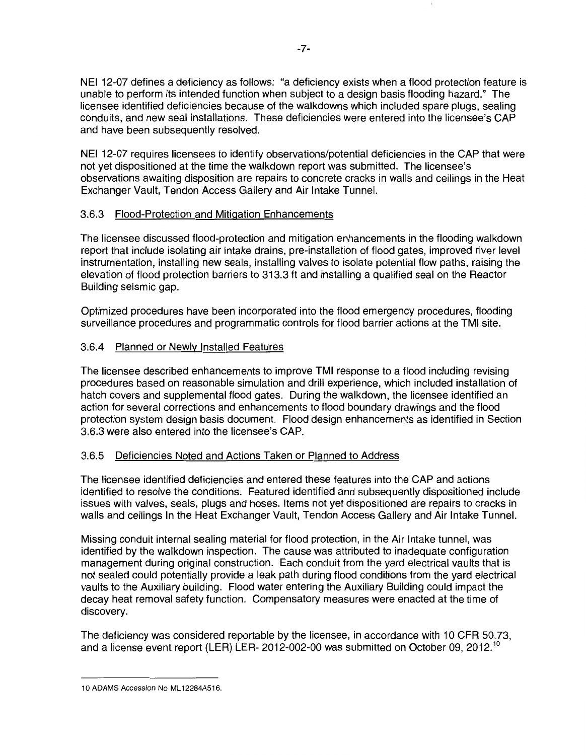NEI 12-07 defines a deficiency as follows: "a deficiency exists when a flood protection feature is unable to perform its intended function when subject to a design basis flooding hazard." The licensee identified deficiencies because of the walkdowns which included spare plugs, sealing conduits, and new seal installations. These deficiencies were entered into the licensee's CAP and have been subsequently resolved.

NEI 12-07 requires licensees to identify observations/potential deficiencies in the CAP that were not yet dispositioned at the time the walkdown report was submitted. The licensee's observations awaiting disposition are repairs to concrete cracks in walls and ceilings in the Heat Exchanger Vault, Tendon Access Gallery and Air Intake Tunnel.

### 3.6.3 Flood-Protection and Mitigation Enhancements

The licensee discussed flood-protection and mitigation enhancements in the flooding walkdown report that include isolating air intake drains, pre-installation of flood gates, improved river level instrumentation, installing new seals, installing valves to isolate potential flow paths, raising the elevation of flood protection barriers to 313.3 ft and installing a qualified seal on the Reactor Building seismic gap.

Optimized procedures have been incorporated into the flood emergency procedures, flooding surveillance procedures and programmatic controls for flood barrier actions at the TMI site.

### 3.6.4 Planned or Newly Installed Features

The licensee described enhancements to improve TMI response to a flood including revising procedures based on reasonable simulation and drill experience, which included installation of hatch covers and supplemental flood gates. During the walkdown, the licensee identified an action for several corrections and enhancements to flood boundary drawings and the flood protection system design basis document. Flood design enhancements as identified in Section 3.6.3 were also entered into the licensee's CAP.

### 3.6.5 Deficiencies Noted and Actions Taken or Planned to Address

The licensee identified deficiencies and entered these features into the CAP and actions identified to resolve the conditions. Featured identified and subsequently dispositioned include issues with valves, seals, plugs and hoses. Items not yet dispositioned are repairs to cracks in walls and ceilings In the Heat Exchanger Vault, Tendon Access Gallery and Air Intake Tunnel.

Missing conduit internal sealing material for flood protection, in the Air Intake tunnel, was identified by the walkdown inspection. The cause was attributed to inadequate configuration management during original construction. Each conduit from the yard electrical vaults that is not sealed could potentially provide a leak path during flood conditions from the yard electrical vaults to the Auxiliary building. Flood water entering the Auxiliary Building could impact the decay heat removal safety function. Compensatory measures were enacted at the time of discovery.

The deficiency was considered reportable by the licensee, in accordance with 10 CFR 50.73, and a license event report (LER) LER- 2012-002-00 was submitted on October 09, 2012.[10]

---

10 ADAMS Accession No ML12284A516.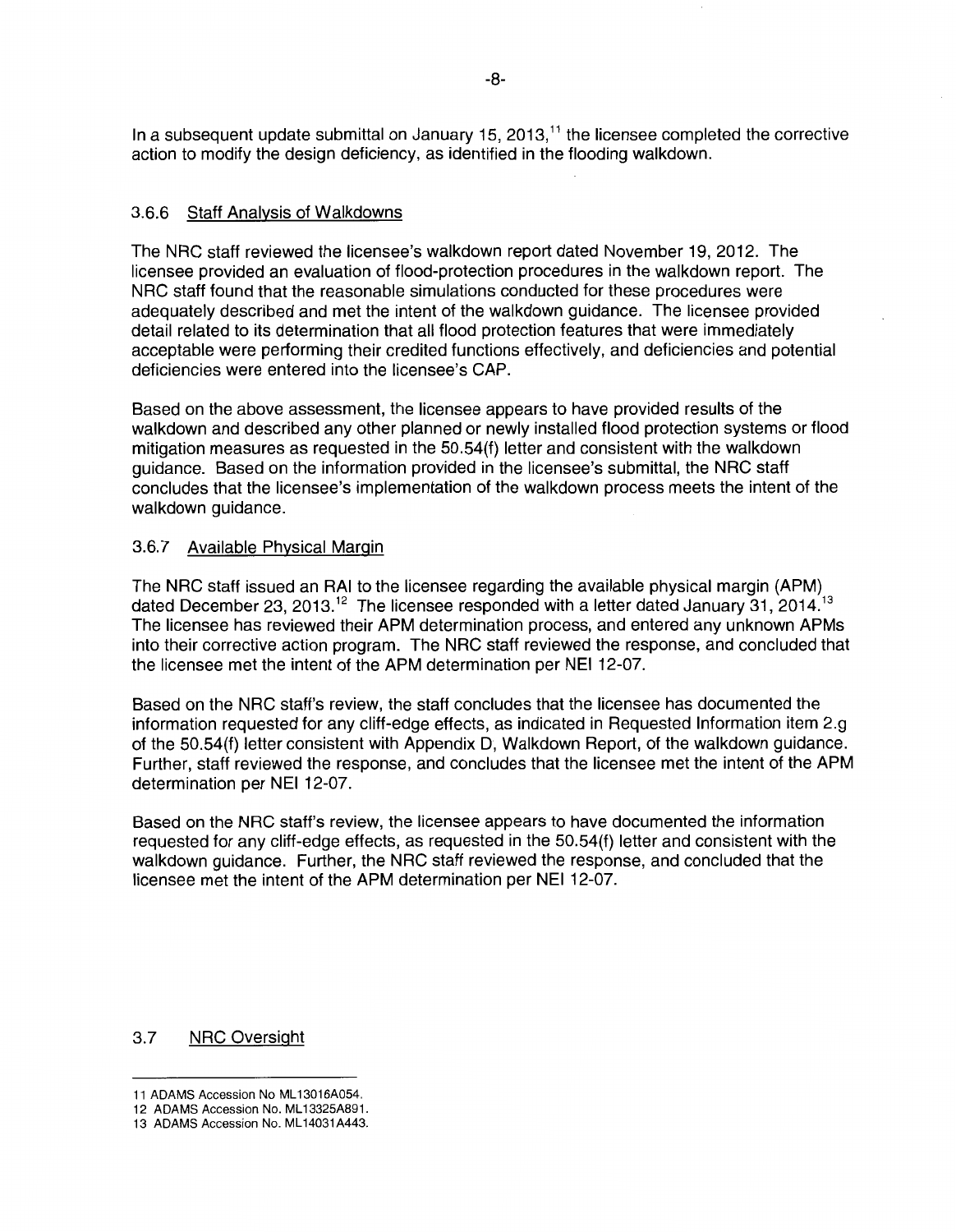In a subsequent update submittal on January 15, 2013,[11] the licensee completed the corrective action to modify the design deficiency, as identified in the flooding walkdown.

### 3.6.6 Staff Analysis of Walkdowns

The NRC staff reviewed the licensee's walkdown report dated November 19, 2012. The licensee provided an evaluation of flood-protection procedures in the walkdown report. The NRC staff found that the reasonable simulations conducted for these procedures were adequately described and met the intent of the walkdown guidance. The licensee provided detail related to its determination that all flood protection features that were immediately acceptable were performing their credited functions effectively, and deficiencies and potential deficiencies were entered into the licensee's CAP.

Based on the above assessment, the licensee appears to have provided results of the walkdown and described any other planned or newly installed flood protection systems or flood mitigation measures as requested in the 50.54(f) letter and consistent with the walkdown guidance. Based on the information provided in the licensee's submittal, the NRC staff concludes that the licensee's implementation of the walkdown process meets the intent of the walkdown guidance.

### 3.6.7 Available Physical Margin

The NRC staff issued an RAI to the licensee regarding the available physical margin (APM) dated December 23, 2013.[12] The licensee responded with a letter dated January 31, 2014.[13] The licensee has reviewed their APM determination process, and entered any unknown APMs into their corrective action program. The NRC staff reviewed the response, and concluded that the licensee met the intent of the APM determination per NEI 12-07.

Based on the NRC staff's review, the staff concludes that the licensee has documented the information requested for any cliff-edge effects, as indicated in Requested Information item 2.g of the 50.54(f) letter consistent with Appendix D, Walkdown Report, of the walkdown guidance. Further, staff reviewed the response, and concludes that the licensee met the intent of the APM determination per NEI 12-07.

Based on the NRC staff's review, the licensee appears to have documented the information requested for any cliff-edge effects, as requested in the 50.54(f) letter and consistent with the walkdown guidance. Further, the NRC staff reviewed the response, and concluded that the licensee met the intent of the APM determination per NEI 12-07.

## 3.7 NRC Oversight

---

11 ADAMS Accession No ML13016A054.

12 ADAMS Accession No. ML13325A891.

13 ADAMS Accession No. ML14031A443.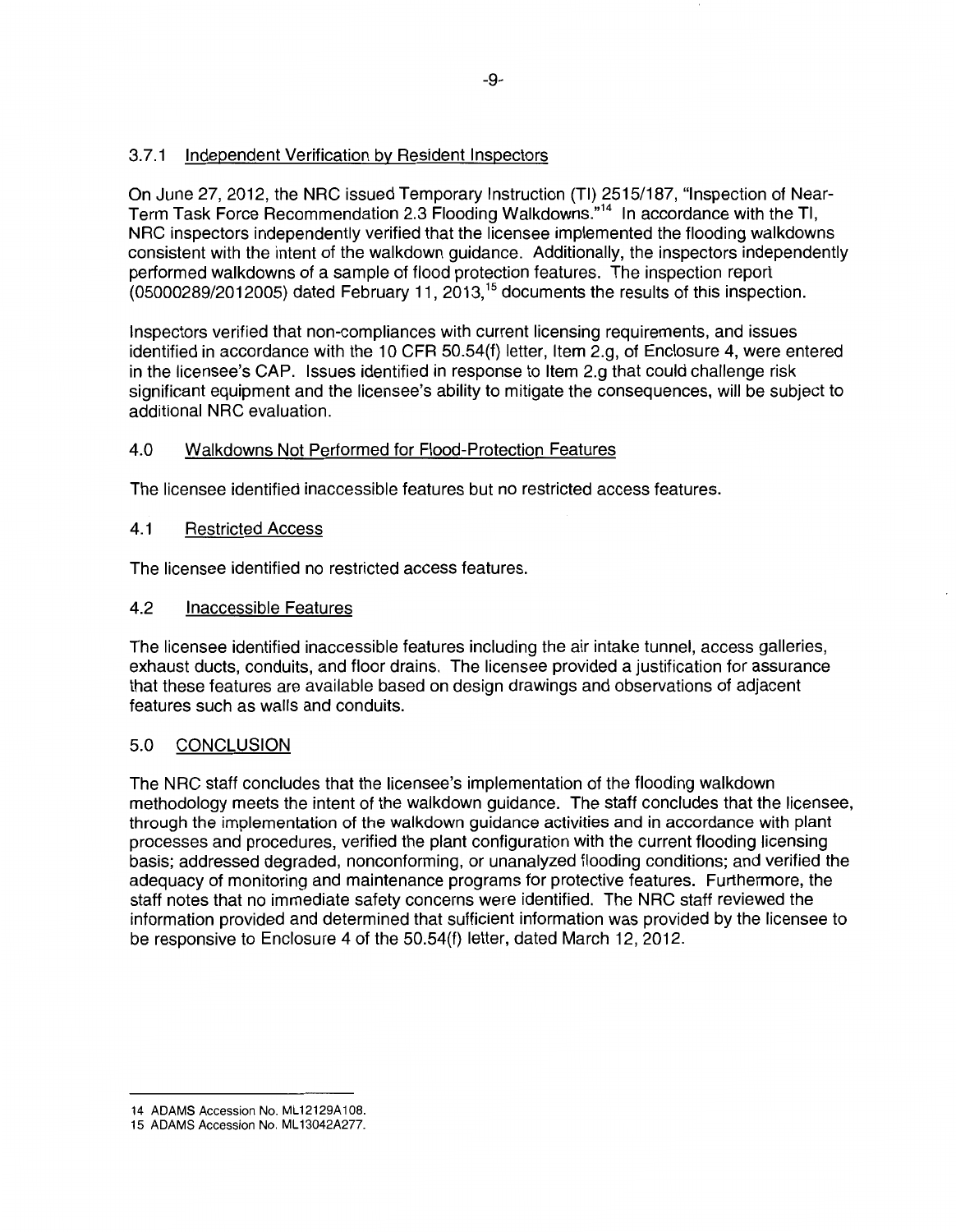### 3.7.1 Independent Verification by Resident Inspectors

On June 27, 2012, the NRC issued Temporary Instruction (TI) 2515/187, "Inspection of Near-Term Task Force Recommendation 2.3 Flooding Walkdowns."[14] In accordance with the TI, NRC inspectors independently verified that the licensee implemented the flooding walkdowns consistent with the intent of the walkdown guidance. Additionally, the inspectors independently performed walkdowns of a sample of flood protection features. The inspection report (05000289/2012005) dated February 11, 2013,[15] documents the results of this inspection.

Inspectors verified that non-compliances with current licensing requirements, and issues identified in accordance with the 10 CFR 50.54(f) letter, Item 2.g, of Enclosure 4, were entered in the licensee's CAP. Issues identified in response to Item 2.g that could challenge risk significant equipment and the licensee's ability to mitigate the consequences, will be subject to additional NRC evaluation.

## 4.0 Walkdowns Not Performed for Flood-Protection Features

The licensee identified inaccessible features but no restricted access features.

### 4.1 Restricted Access

The licensee identified no restricted access features.

### 4.2 Inaccessible Features

The licensee identified inaccessible features including the air intake tunnel, access galleries, exhaust ducts, conduits, and floor drains. The licensee provided a justification for assurance that these features are available based on design drawings and observations of adjacent features such as walls and conduits.

## 5.0 CONCLUSION

The NRC staff concludes that the licensee's implementation of the flooding walkdown methodology meets the intent of the walkdown guidance. The staff concludes that the licensee, through the implementation of the walkdown guidance activities and in accordance with plant processes and procedures, verified the plant configuration with the current flooding licensing basis; addressed degraded, nonconforming, or unanalyzed flooding conditions; and verified the adequacy of monitoring and maintenance programs for protective features. Furthermore, the staff notes that no immediate safety concerns were identified. The NRC staff reviewed the information provided and determined that sufficient information was provided by the licensee to be responsive to Enclosure 4 of the 50.54(f) letter, dated March 12, 2012.

---

14 ADAMS Accession No. ML12129A108.

15 ADAMS Accession No. ML13042A277.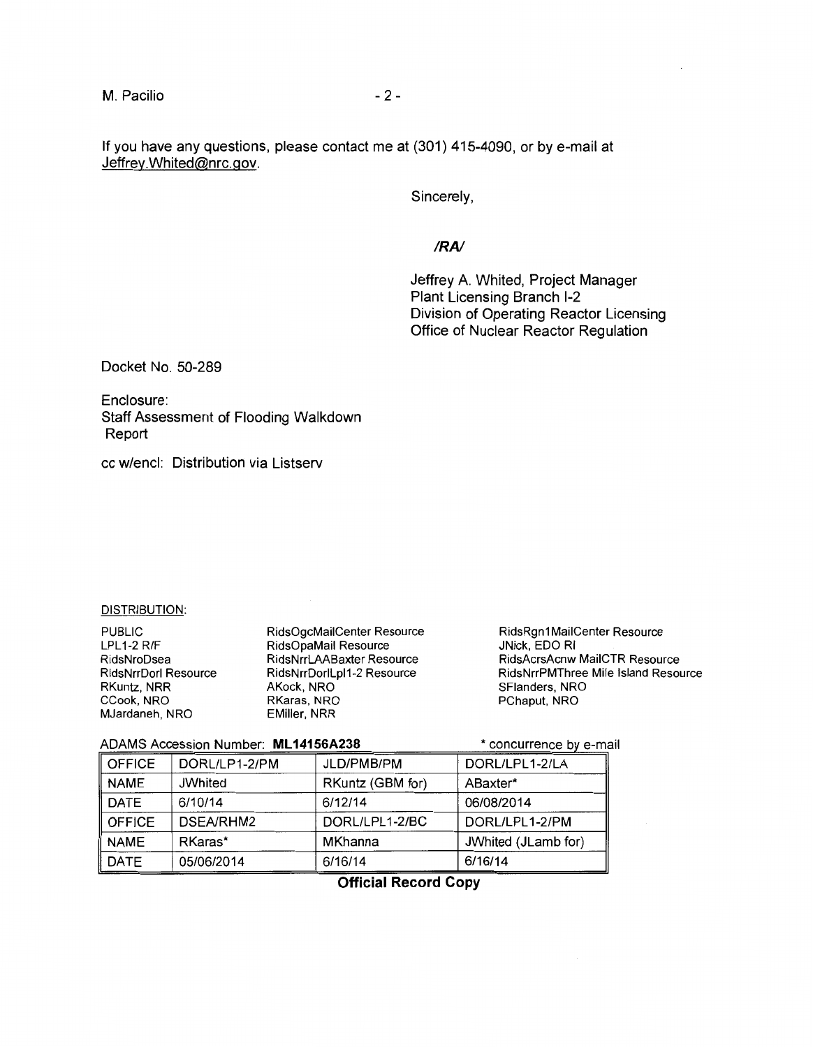If you have any questions, please contact me at (301) 415-4090, or by e-mail at Jeffrey.Whited@nrc.gov.

Sincerely,

*/RA/*

Jeffrey A. Whited, Project Manager
Plant Licensing Branch I-2
Division of Operating Reactor Licensing
Office of Nuclear Reactor Regulation

Docket No. 50-289

Enclosure:
Staff Assessment of Flooding Walkdown Report

cc w/encl: Distribution via Listserv

DISTRIBUTION:

PUBLIC
LPL1-2 R/F
RidsNroDsea
RidsNrrDorl Resource
RKuntz, NRR
CCook, NRO
MJardaneh, NRO
RidsOgcMailCenter Resource
RidsOpaMail Resource
RidsNrrLAABaxter Resource
RidsNrrDorlLpl1-2 Resource
AKock, NRO
RKaras, NRO
EMiller, NRR
RidsRgn1MailCenter Resource
JNick, EDO RI
RidsAcrsAcnw MailCTR Resource
RidsNrrPMThree Mile Island Resource
SFlanders, NRO
PChaput, NRO

ADAMS Accession Number: **ML14156A238** * concurrence by e-mail

| | | | |
|---|---|---|---|
| OFFICE | DORL/LP1-2/PM | JLD/PMB/PM | DORL/LPL1-2/LA |
| NAME | JWhited | RKuntz (GBM for) | ABaxter* |
| DATE | 6/10/14 | 6/12/14 | 06/08/2014 |
| OFFICE | DSEA/RHM2 | DORL/LPL1-2/BC | DORL/LPL1-2/PM |
| NAME | RKaras* | MKhanna | JWhited (JLamb for) |
| DATE | 05/06/2014 | 6/16/14 | 6/16/14 |

**Official Record Copy**